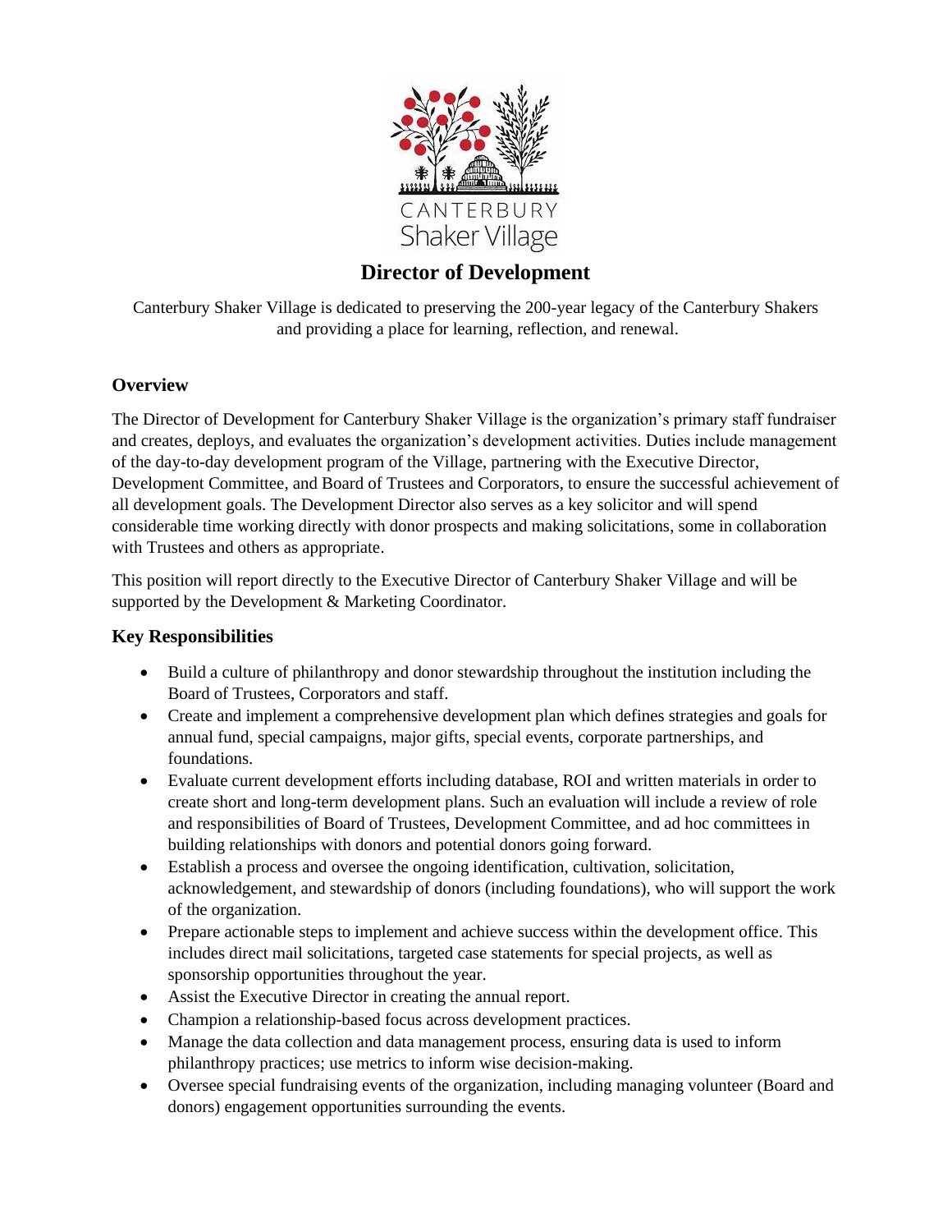CANTERBURY
Shaker Village

# Director of Development

Canterbury Shaker Village is dedicated to preserving the 200-year legacy of the Canterbury Shakers and providing a place for learning, reflection, and renewal.

## Overview

The Director of Development for Canterbury Shaker Village is the organization's primary staff fundraiser and creates, deploys, and evaluates the organization's development activities. Duties include management of the day-to-day development program of the Village, partnering with the Executive Director, Development Committee, and Board of Trustees and Corporators, to ensure the successful achievement of all development goals. The Development Director also serves as a key solicitor and will spend considerable time working directly with donor prospects and making solicitations, some in collaboration with Trustees and others as appropriate.

This position will report directly to the Executive Director of Canterbury Shaker Village and will be supported by the Development & Marketing Coordinator.

## Key Responsibilities

- Build a culture of philanthropy and donor stewardship throughout the institution including the Board of Trustees, Corporators and staff.
- Create and implement a comprehensive development plan which defines strategies and goals for annual fund, special campaigns, major gifts, special events, corporate partnerships, and foundations.
- Evaluate current development efforts including database, ROI and written materials in order to create short and long-term development plans. Such an evaluation will include a review of role and responsibilities of Board of Trustees, Development Committee, and ad hoc committees in building relationships with donors and potential donors going forward.
- Establish a process and oversee the ongoing identification, cultivation, solicitation, acknowledgement, and stewardship of donors (including foundations), who will support the work of the organization.
- Prepare actionable steps to implement and achieve success within the development office. This includes direct mail solicitations, targeted case statements for special projects, as well as sponsorship opportunities throughout the year.
- Assist the Executive Director in creating the annual report.
- Champion a relationship-based focus across development practices.
- Manage the data collection and data management process, ensuring data is used to inform philanthropy practices; use metrics to inform wise decision-making.
- Oversee special fundraising events of the organization, including managing volunteer (Board and donors) engagement opportunities surrounding the events.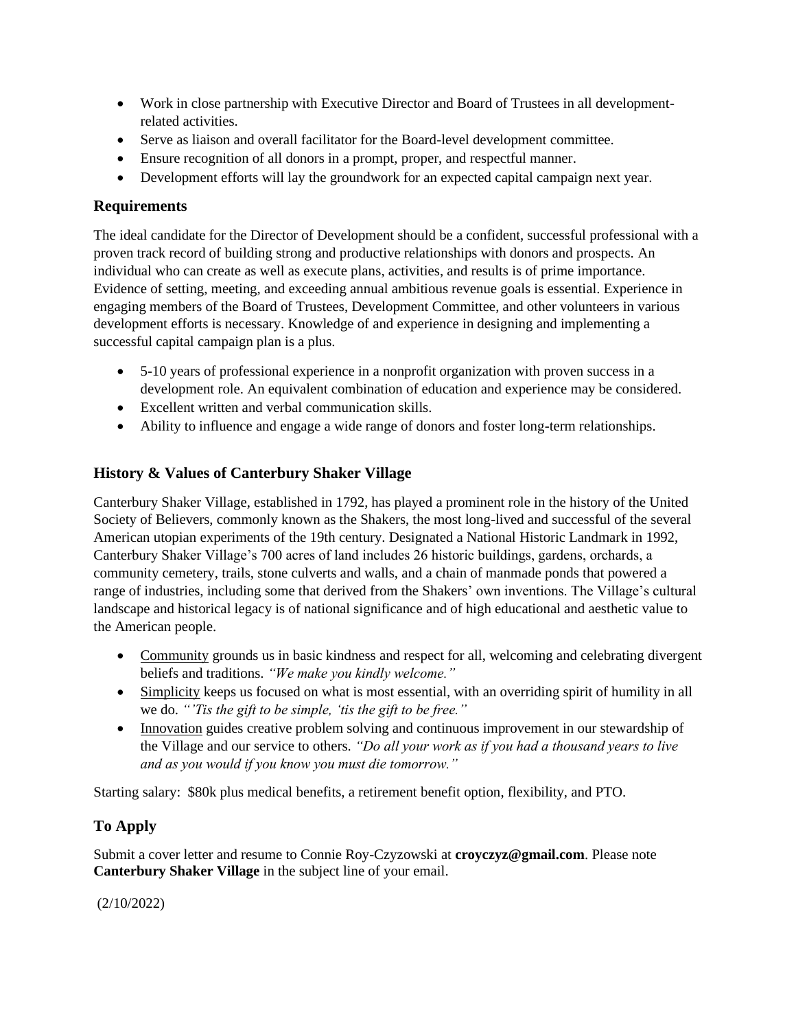- Work in close partnership with Executive Director and Board of Trustees in all development-related activities.
- Serve as liaison and overall facilitator for the Board-level development committee.
- Ensure recognition of all donors in a prompt, proper, and respectful manner.
- Development efforts will lay the groundwork for an expected capital campaign next year.

## Requirements

The ideal candidate for the Director of Development should be a confident, successful professional with a proven track record of building strong and productive relationships with donors and prospects. An individual who can create as well as execute plans, activities, and results is of prime importance. Evidence of setting, meeting, and exceeding annual ambitious revenue goals is essential. Experience in engaging members of the Board of Trustees, Development Committee, and other volunteers in various development efforts is necessary. Knowledge of and experience in designing and implementing a successful capital campaign plan is a plus.

- 5-10 years of professional experience in a nonprofit organization with proven success in a development role. An equivalent combination of education and experience may be considered.
- Excellent written and verbal communication skills.
- Ability to influence and engage a wide range of donors and foster long-term relationships.

## History & Values of Canterbury Shaker Village

Canterbury Shaker Village, established in 1792, has played a prominent role in the history of the United Society of Believers, commonly known as the Shakers, the most long-lived and successful of the several American utopian experiments of the 19th century. Designated a National Historic Landmark in 1992, Canterbury Shaker Village's 700 acres of land includes 26 historic buildings, gardens, orchards, a community cemetery, trails, stone culverts and walls, and a chain of manmade ponds that powered a range of industries, including some that derived from the Shakers' own inventions. The Village's cultural landscape and historical legacy is of national significance and of high educational and aesthetic value to the American people.

- <u>Community</u> grounds us in basic kindness and respect for all, welcoming and celebrating divergent beliefs and traditions. *"We make you kindly welcome."*
- <u>Simplicity</u> keeps us focused on what is most essential, with an overriding spirit of humility in all we do. *"'Tis the gift to be simple, 'tis the gift to be free."*
- <u>Innovation</u> guides creative problem solving and continuous improvement in our stewardship of the Village and our service to others. *"Do all your work as if you had a thousand years to live and as you would if you know you must die tomorrow."*

Starting salary: $80k plus medical benefits, a retirement benefit option, flexibility, and PTO.

## To Apply

Submit a cover letter and resume to Connie Roy-Czyzowski at **croyczyz@gmail.com**. Please note **Canterbury Shaker Village** in the subject line of your email.

(2/10/2022)